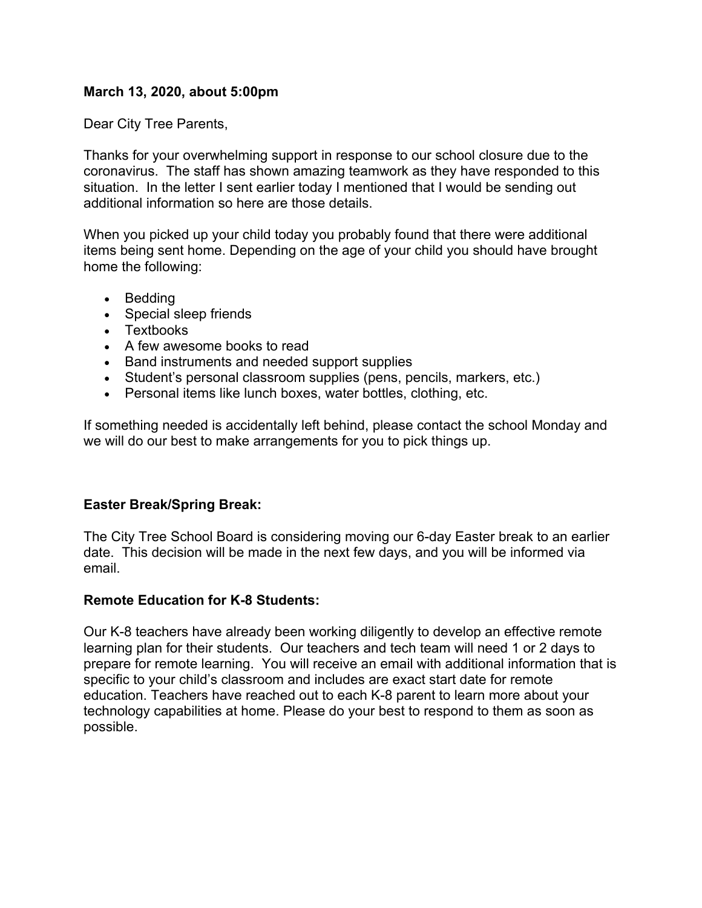**March 13, 2020, about 5:00pm**

Dear City Tree Parents,

Thanks for your overwhelming support in response to our school closure due to the coronavirus. The staff has shown amazing teamwork as they have responded to this situation. In the letter I sent earlier today I mentioned that I would be sending out additional information so here are those details.

When you picked up your child today you probably found that there were additional items being sent home. Depending on the age of your child you should have brought home the following:

- Bedding
- Special sleep friends
- Textbooks
- A few awesome books to read
- Band instruments and needed support supplies
- Student's personal classroom supplies (pens, pencils, markers, etc.)
- Personal items like lunch boxes, water bottles, clothing, etc.

If something needed is accidentally left behind, please contact the school Monday and we will do our best to make arrangements for you to pick things up.

**Easter Break/Spring Break:**

The City Tree School Board is considering moving our 6-day Easter break to an earlier date. This decision will be made in the next few days, and you will be informed via email.

**Remote Education for K-8 Students:**

Our K-8 teachers have already been working diligently to develop an effective remote learning plan for their students. Our teachers and tech team will need 1 or 2 days to prepare for remote learning. You will receive an email with additional information that is specific to your child's classroom and includes are exact start date for remote education. Teachers have reached out to each K-8 parent to learn more about your technology capabilities at home. Please do your best to respond to them as soon as possible.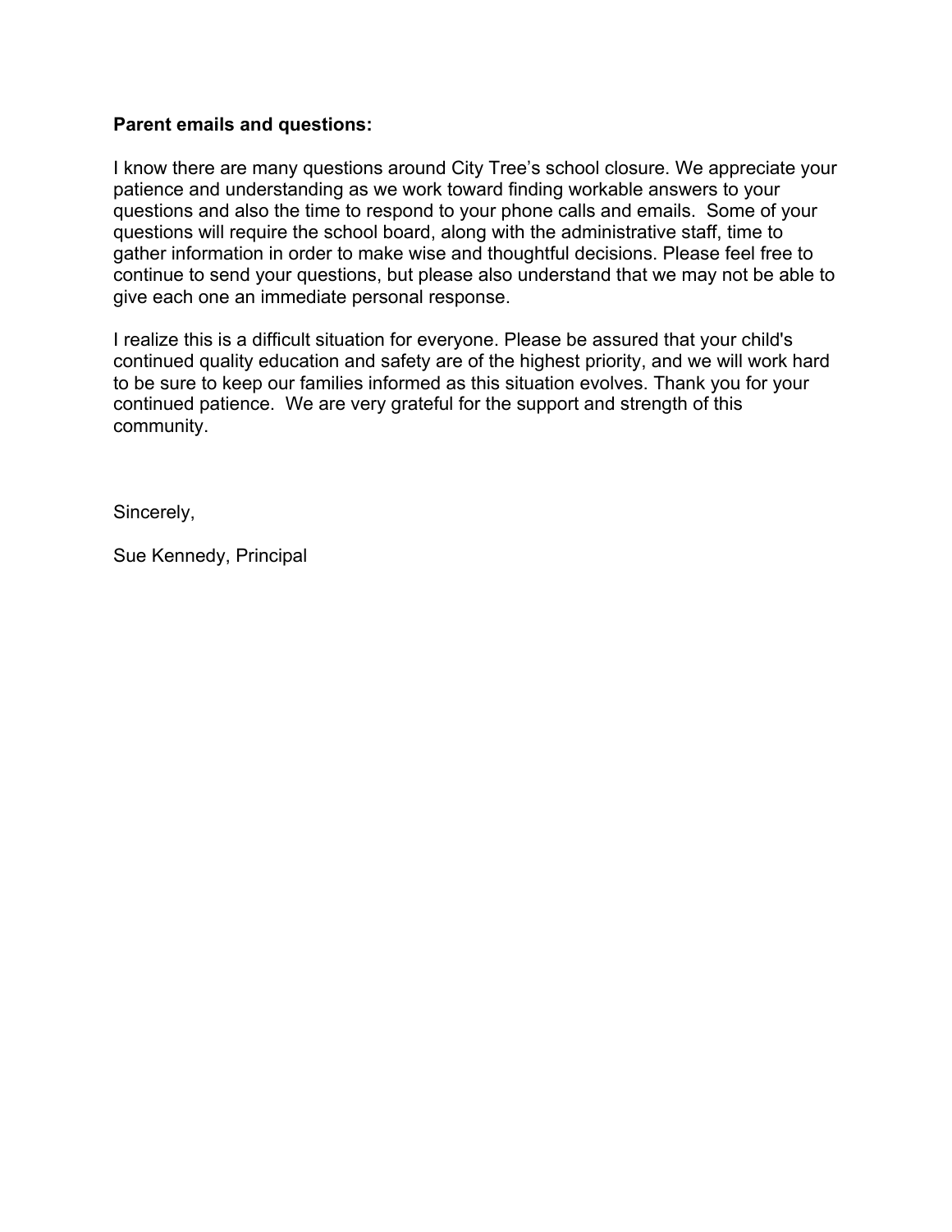**Parent emails and questions:**

I know there are many questions around City Tree's school closure. We appreciate your patience and understanding as we work toward finding workable answers to your questions and also the time to respond to your phone calls and emails. Some of your questions will require the school board, along with the administrative staff, time to gather information in order to make wise and thoughtful decisions. Please feel free to continue to send your questions, but please also understand that we may not be able to give each one an immediate personal response.

I realize this is a difficult situation for everyone. Please be assured that your child's continued quality education and safety are of the highest priority, and we will work hard to be sure to keep our families informed as this situation evolves. Thank you for your continued patience. We are very grateful for the support and strength of this community.

Sincerely,

Sue Kennedy, Principal